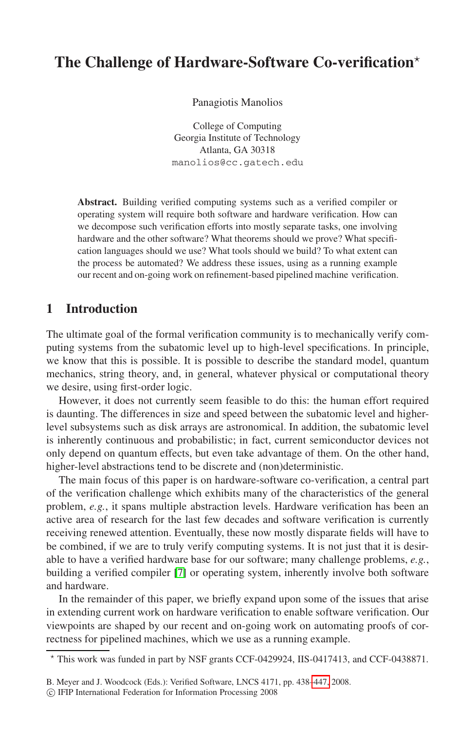# The Challenge of Hardware-Software Co-verification*

Panagiotis Manolios

College of Computing
Georgia Institute of Technology
Atlanta, GA 30318
manolios@cc.gatech.edu

**Abstract.** Building verified computing systems such as a verified compiler or operating system will require both software and hardware verification. How can we decompose such verification efforts into mostly separate tasks, one involving hardware and the other software? What theorems should we prove? What specification languages should we use? What tools should we build? To what extent can the process be automated? We address these issues, using as a running example our recent and on-going work on refinement-based pipelined machine verification.

## 1 Introduction

The ultimate goal of the formal verification community is to mechanically verify computing systems from the subatomic level up to high-level specifications. In principle, we know that this is possible. It is possible to describe the standard model, quantum mechanics, string theory, and, in general, whatever physical or computational theory we desire, using first-order logic.

However, it does not currently seem feasible to do this: the human effort required is daunting. The differences in size and speed between the subatomic level and higher-level subsystems such as disk arrays are astronomical. In addition, the subatomic level is inherently continuous and probabilistic; in fact, current semiconductor devices not only depend on quantum effects, but even take advantage of them. On the other hand, higher-level abstractions tend to be discrete and (non)deterministic.

The main focus of this paper is on hardware-software co-verification, a central part of the verification challenge which exhibits many of the characteristics of the general problem, *e.g.*, it spans multiple abstraction levels. Hardware verification has been an active area of research for the last few decades and software verification is currently receiving renewed attention. Eventually, these now mostly disparate fields will have to be combined, if we are to truly verify computing systems. It is not just that it is desirable to have a verified hardware base for our software; many challenge problems, *e.g.*, building a verified compiler [7] or operating system, inherently involve both software and hardware.

In the remainder of this paper, we briefly expand upon some of the issues that arise in extending current work on hardware verification to enable software verification. Our viewpoints are shaped by our recent and on-going work on automating proofs of correctness for pipelined machines, which we use as a running example.

* This work was funded in part by NSF grants CCF-0429924, IIS-0417413, and CCF-0438871.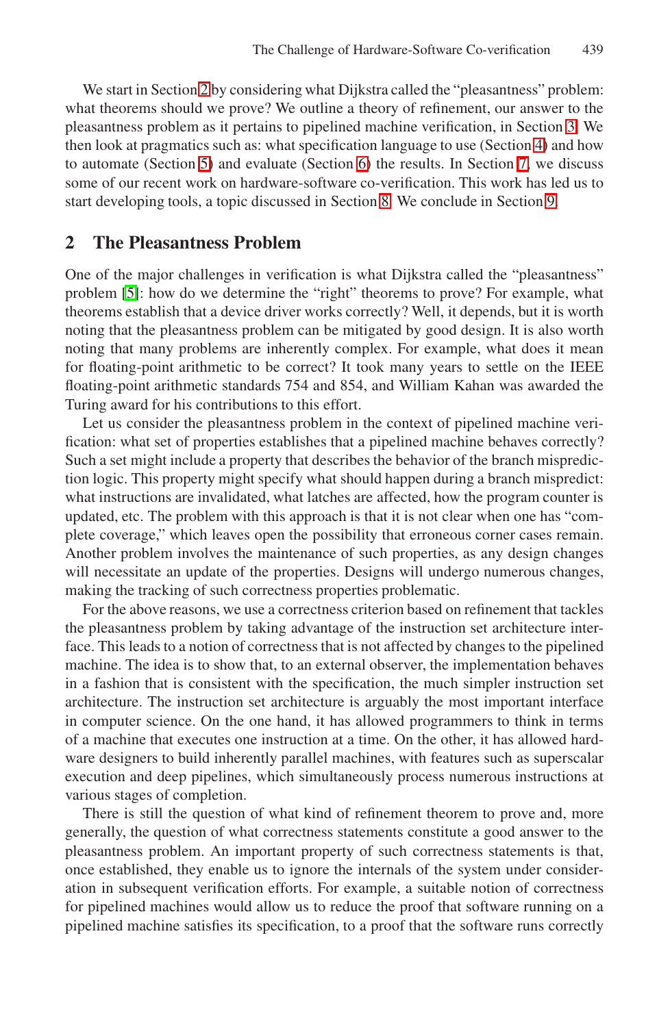We start in Section 2 by considering what Dijkstra called the "pleasantness" problem: what theorems should we prove? We outline a theory of refinement, our answer to the pleasantness problem as it pertains to pipelined machine verification, in Section 3. We then look at pragmatics such as: what specification language to use (Section 4) and how to automate (Section 5) and evaluate (Section 6) the results. In Section 7, we discuss some of our recent work on hardware-software co-verification. This work has led us to start developing tools, a topic discussed in Section 8. We conclude in Section 9.

## 2 The Pleasantness Problem

One of the major challenges in verification is what Dijkstra called the "pleasantness" problem [5]: how do we determine the "right" theorems to prove? For example, what theorems establish that a device driver works correctly? Well, it depends, but it is worth noting that the pleasantness problem can be mitigated by good design. It is also worth noting that many problems are inherently complex. For example, what does it mean for floating-point arithmetic to be correct? It took many years to settle on the IEEE floating-point arithmetic standards 754 and 854, and William Kahan was awarded the Turing award for his contributions to this effort.

Let us consider the pleasantness problem in the context of pipelined machine verification: what set of properties establishes that a pipelined machine behaves correctly? Such a set might include a property that describes the behavior of the branch misprediction logic. This property might specify what should happen during a branch mispredict: what instructions are invalidated, what latches are affected, how the program counter is updated, etc. The problem with this approach is that it is not clear when one has "complete coverage," which leaves open the possibility that erroneous corner cases remain. Another problem involves the maintenance of such properties, as any design changes will necessitate an update of the properties. Designs will undergo numerous changes, making the tracking of such correctness properties problematic.

For the above reasons, we use a correctness criterion based on refinement that tackles the pleasantness problem by taking advantage of the instruction set architecture interface. This leads to a notion of correctness that is not affected by changes to the pipelined machine. The idea is to show that, to an external observer, the implementation behaves in a fashion that is consistent with the specification, the much simpler instruction set architecture. The instruction set architecture is arguably the most important interface in computer science. On the one hand, it has allowed programmers to think in terms of a machine that executes one instruction at a time. On the other, it has allowed hardware designers to build inherently parallel machines, with features such as superscalar execution and deep pipelines, which simultaneously process numerous instructions at various stages of completion.

There is still the question of what kind of refinement theorem to prove and, more generally, the question of what correctness statements constitute a good answer to the pleasantness problem. An important property of such correctness statements is that, once established, they enable us to ignore the internals of the system under consideration in subsequent verification efforts. For example, a suitable notion of correctness for pipelined machines would allow us to reduce the proof that software running on a pipelined machine satisfies its specification, to a proof that the software runs correctly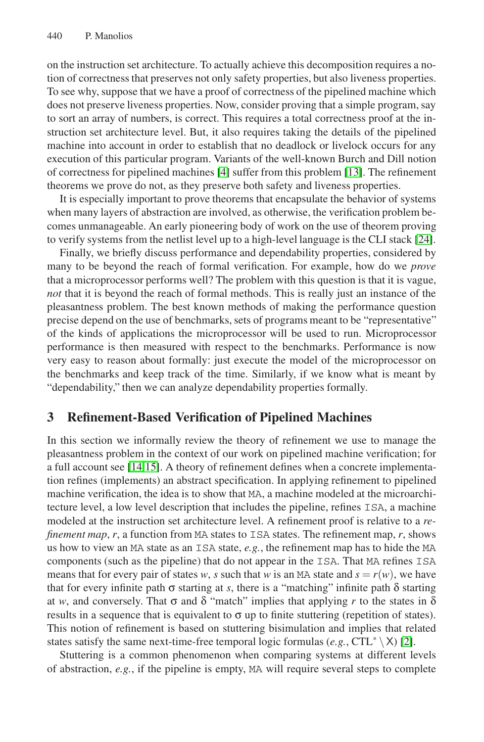on the instruction set architecture. To actually achieve this decomposition requires a notion of correctness that preserves not only safety properties, but also liveness properties. To see why, suppose that we have a proof of correctness of the pipelined machine which does not preserve liveness properties. Now, consider proving that a simple program, say to sort an array of numbers, is correct. This requires a total correctness proof at the instruction set architecture level. But, it also requires taking the details of the pipelined machine into account in order to establish that no deadlock or livelock occurs for any execution of this particular program. Variants of the well-known Burch and Dill notion of correctness for pipelined machines [4] suffer from this problem [13]. The refinement theorems we prove do not, as they preserve both safety and liveness properties.

It is especially important to prove theorems that encapsulate the behavior of systems when many layers of abstraction are involved, as otherwise, the verification problem becomes unmanageable. An early pioneering body of work on the use of theorem proving to verify systems from the netlist level up to a high-level language is the CLI stack [24].

Finally, we briefly discuss performance and dependability properties, considered by many to be beyond the reach of formal verification. For example, how do we *prove* that a microprocessor performs well? The problem with this question is that it is vague, *not* that it is beyond the reach of formal methods. This is really just an instance of the pleasantness problem. The best known methods of making the performance question precise depend on the use of benchmarks, sets of programs meant to be "representative" of the kinds of applications the microprocessor will be used to run. Microprocessor performance is then measured with respect to the benchmarks. Performance is now very easy to reason about formally: just execute the model of the microprocessor on the benchmarks and keep track of the time. Similarly, if we know what is meant by "dependability," then we can analyze dependability properties formally.

## 3 Refinement-Based Verification of Pipelined Machines

In this section we informally review the theory of refinement we use to manage the pleasantness problem in the context of our work on pipelined machine verification; for a full account see [14,15]. A theory of refinement defines when a concrete implementation refines (implements) an abstract specification. In applying refinement to pipelined machine verification, the idea is to show that `MA`, a machine modeled at the microarchitecture level, a low level description that includes the pipeline, refines `ISA`, a machine modeled at the instruction set architecture level. A refinement proof is relative to a *refinement map*, $r$, a function from `MA` states to `ISA` states. The refinement map, $r$, shows us how to view an `MA` state as an `ISA` state, *e.g.*, the refinement map has to hide the `MA` components (such as the pipeline) that do not appear in the `ISA`. That `MA` refines `ISA` means that for every pair of states $w$, $s$ such that $w$ is an `MA` state and $s = r(w)$, we have that for every infinite path $\sigma$ starting at $s$, there is a "matching" infinite path $\delta$ starting at $w$, and conversely. That $\sigma$ and $\delta$ "match" implies that applying $r$ to the states in $\delta$ results in a sequence that is equivalent to $\sigma$ up to finite stuttering (repetition of states). This notion of refinement is based on stuttering bisimulation and implies that related states satisfy the same next-time-free temporal logic formulas (*e.g.*, $\mathrm{CTL}^* \setminus \mathsf{X}$) [2].

Stuttering is a common phenomenon when comparing systems at different levels of abstraction, *e.g.*, if the pipeline is empty, `MA` will require several steps to complete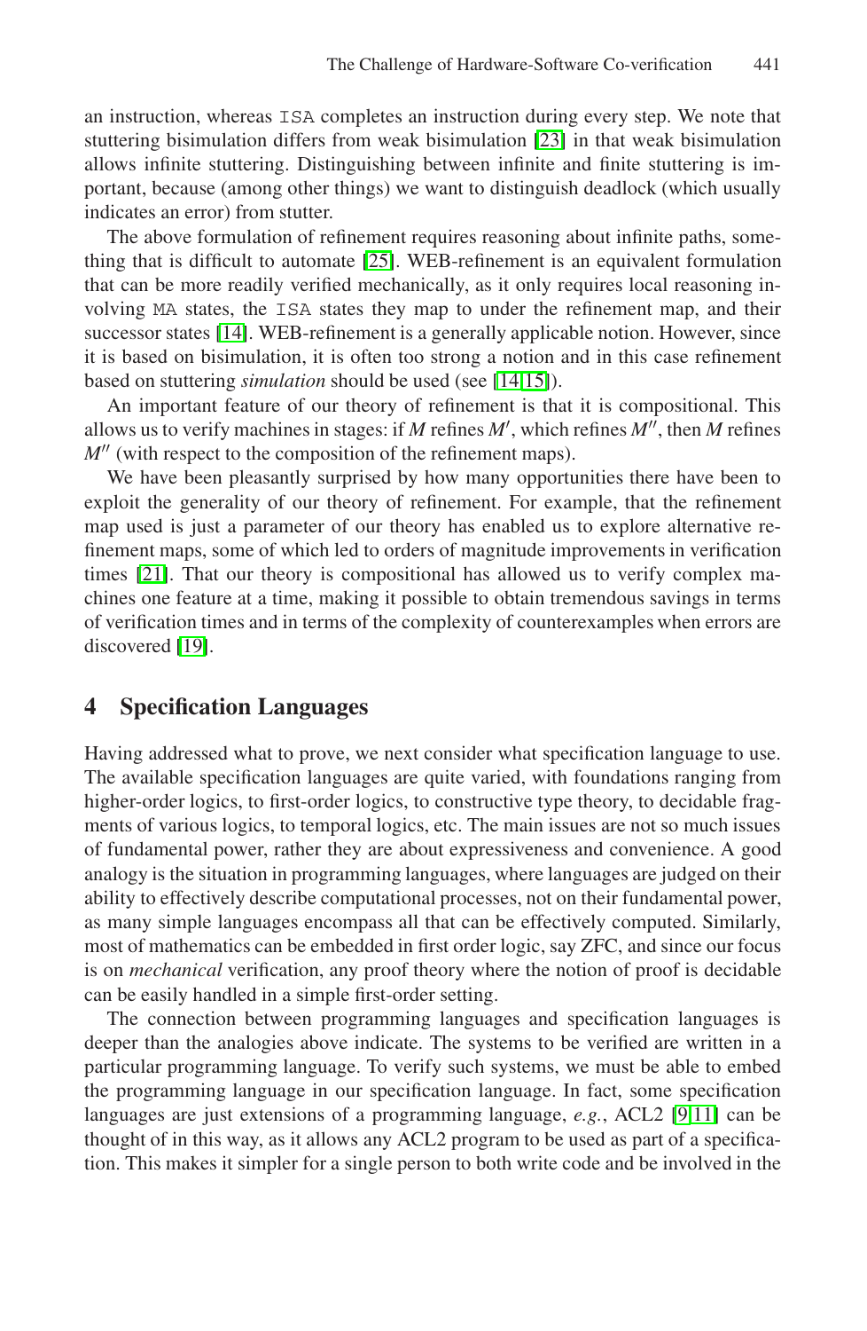an instruction, whereas ISA completes an instruction during every step. We note that stuttering bisimulation differs from weak bisimulation [23] in that weak bisimulation allows infinite stuttering. Distinguishing between infinite and finite stuttering is important, because (among other things) we want to distinguish deadlock (which usually indicates an error) from stutter.

The above formulation of refinement requires reasoning about infinite paths, something that is difficult to automate [25]. WEB-refinement is an equivalent formulation that can be more readily verified mechanically, as it only requires local reasoning involving MA states, the ISA states they map to under the refinement map, and their successor states [14]. WEB-refinement is a generally applicable notion. However, since it is based on bisimulation, it is often too strong a notion and in this case refinement based on stuttering *simulation* should be used (see [14,15]).

An important feature of our theory of refinement is that it is compositional. This allows us to verify machines in stages: if $M$ refines $M'$, which refines $M''$, then $M$ refines $M''$ (with respect to the composition of the refinement maps).

We have been pleasantly surprised by how many opportunities there have been to exploit the generality of our theory of refinement. For example, that the refinement map used is just a parameter of our theory has enabled us to explore alternative refinement maps, some of which led to orders of magnitude improvements in verification times [21]. That our theory is compositional has allowed us to verify complex machines one feature at a time, making it possible to obtain tremendous savings in terms of verification times and in terms of the complexity of counterexamples when errors are discovered [19].

## 4 Specification Languages

Having addressed what to prove, we next consider what specification language to use. The available specification languages are quite varied, with foundations ranging from higher-order logics, to first-order logics, to constructive type theory, to decidable fragments of various logics, to temporal logics, etc. The main issues are not so much issues of fundamental power, rather they are about expressiveness and convenience. A good analogy is the situation in programming languages, where languages are judged on their ability to effectively describe computational processes, not on their fundamental power, as many simple languages encompass all that can be effectively computed. Similarly, most of mathematics can be embedded in first order logic, say ZFC, and since our focus is on *mechanical* verification, any proof theory where the notion of proof is decidable can be easily handled in a simple first-order setting.

The connection between programming languages and specification languages is deeper than the analogies above indicate. The systems to be verified are written in a particular programming language. To verify such systems, we must be able to embed the programming language in our specification language. In fact, some specification languages are just extensions of a programming language, *e.g.*, ACL2 [9,11] can be thought of in this way, as it allows any ACL2 program to be used as part of a specification. This makes it simpler for a single person to both write code and be involved in the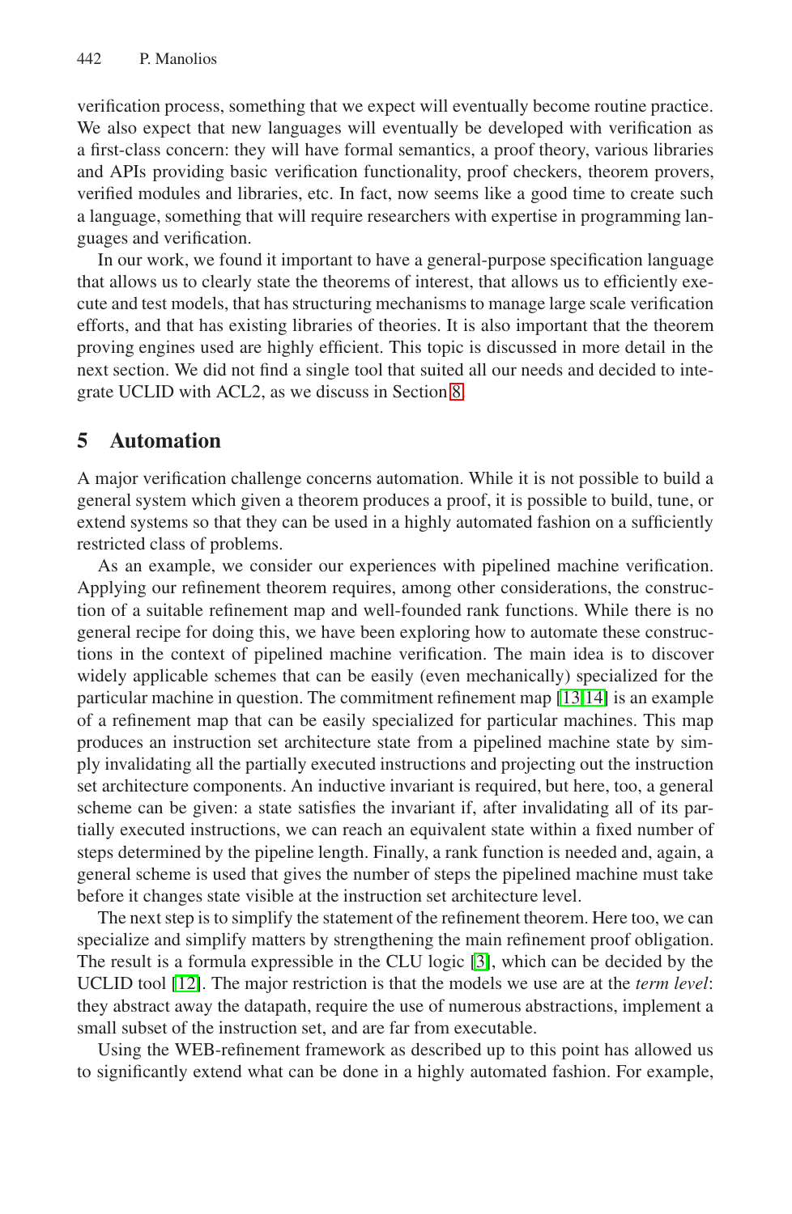verification process, something that we expect will eventually become routine practice. We also expect that new languages will eventually be developed with verification as a first-class concern: they will have formal semantics, a proof theory, various libraries and APIs providing basic verification functionality, proof checkers, theorem provers, verified modules and libraries, etc. In fact, now seems like a good time to create such a language, something that will require researchers with expertise in programming languages and verification.

In our work, we found it important to have a general-purpose specification language that allows us to clearly state the theorems of interest, that allows us to efficiently execute and test models, that has structuring mechanisms to manage large scale verification efforts, and that has existing libraries of theories. It is also important that the theorem proving engines used are highly efficient. This topic is discussed in more detail in the next section. We did not find a single tool that suited all our needs and decided to integrate UCLID with ACL2, as we discuss in Section 8.

## 5 Automation

A major verification challenge concerns automation. While it is not possible to build a general system which given a theorem produces a proof, it is possible to build, tune, or extend systems so that they can be used in a highly automated fashion on a sufficiently restricted class of problems.

As an example, we consider our experiences with pipelined machine verification. Applying our refinement theorem requires, among other considerations, the construction of a suitable refinement map and well-founded rank functions. While there is no general recipe for doing this, we have been exploring how to automate these constructions in the context of pipelined machine verification. The main idea is to discover widely applicable schemes that can be easily (even mechanically) specialized for the particular machine in question. The commitment refinement map [13,14] is an example of a refinement map that can be easily specialized for particular machines. This map produces an instruction set architecture state from a pipelined machine state by simply invalidating all the partially executed instructions and projecting out the instruction set architecture components. An inductive invariant is required, but here, too, a general scheme can be given: a state satisfies the invariant if, after invalidating all of its partially executed instructions, we can reach an equivalent state within a fixed number of steps determined by the pipeline length. Finally, a rank function is needed and, again, a general scheme is used that gives the number of steps the pipelined machine must take before it changes state visible at the instruction set architecture level.

The next step is to simplify the statement of the refinement theorem. Here too, we can specialize and simplify matters by strengthening the main refinement proof obligation. The result is a formula expressible in the CLU logic [3], which can be decided by the UCLID tool [12]. The major restriction is that the models we use are at the *term level*: they abstract away the datapath, require the use of numerous abstractions, implement a small subset of the instruction set, and are far from executable.

Using the WEB-refinement framework as described up to this point has allowed us to significantly extend what can be done in a highly automated fashion. For example,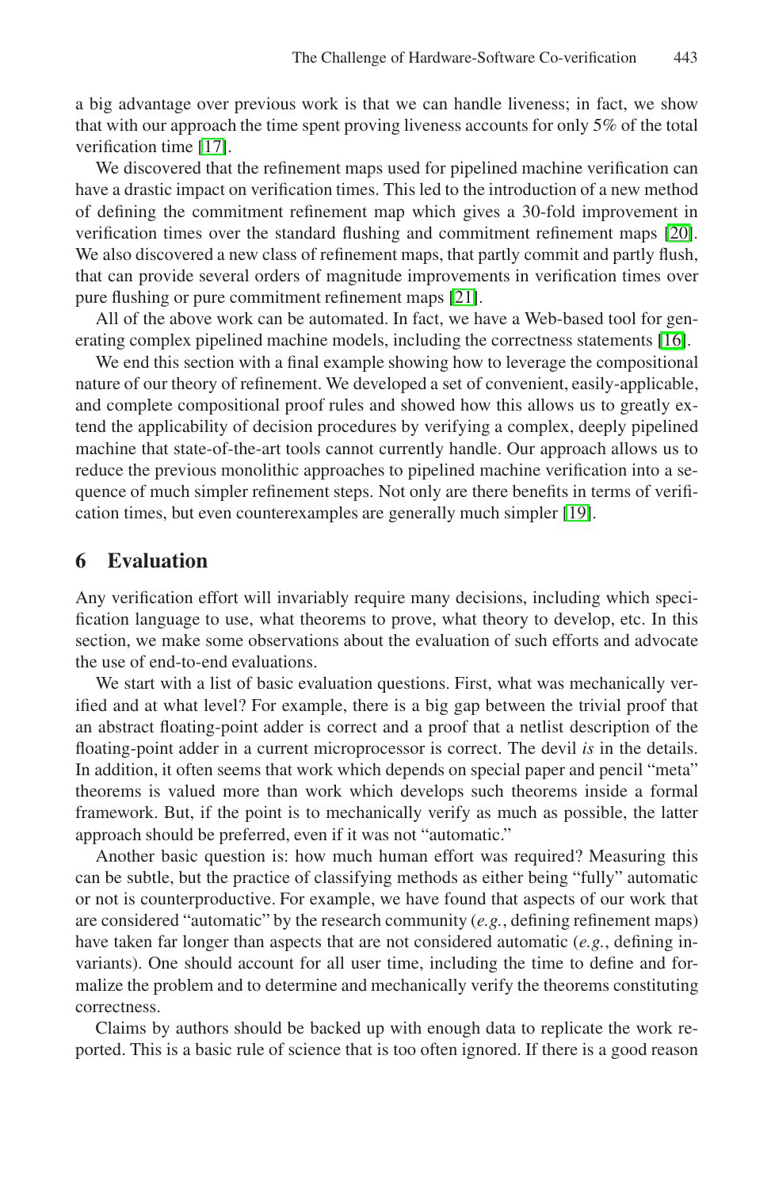a big advantage over previous work is that we can handle liveness; in fact, we show that with our approach the time spent proving liveness accounts for only 5% of the total verification time [17].

We discovered that the refinement maps used for pipelined machine verification can have a drastic impact on verification times. This led to the introduction of a new method of defining the commitment refinement map which gives a 30-fold improvement in verification times over the standard flushing and commitment refinement maps [20]. We also discovered a new class of refinement maps, that partly commit and partly flush, that can provide several orders of magnitude improvements in verification times over pure flushing or pure commitment refinement maps [21].

All of the above work can be automated. In fact, we have a Web-based tool for generating complex pipelined machine models, including the correctness statements [16].

We end this section with a final example showing how to leverage the compositional nature of our theory of refinement. We developed a set of convenient, easily-applicable, and complete compositional proof rules and showed how this allows us to greatly extend the applicability of decision procedures by verifying a complex, deeply pipelined machine that state-of-the-art tools cannot currently handle. Our approach allows us to reduce the previous monolithic approaches to pipelined machine verification into a sequence of much simpler refinement steps. Not only are there benefits in terms of verification times, but even counterexamples are generally much simpler [19].

## 6 Evaluation

Any verification effort will invariably require many decisions, including which specification language to use, what theorems to prove, what theory to develop, etc. In this section, we make some observations about the evaluation of such efforts and advocate the use of end-to-end evaluations.

We start with a list of basic evaluation questions. First, what was mechanically verified and at what level? For example, there is a big gap between the trivial proof that an abstract floating-point adder is correct and a proof that a netlist description of the floating-point adder in a current microprocessor is correct. The devil *is* in the details. In addition, it often seems that work which depends on special paper and pencil "meta" theorems is valued more than work which develops such theorems inside a formal framework. But, if the point is to mechanically verify as much as possible, the latter approach should be preferred, even if it was not "automatic."

Another basic question is: how much human effort was required? Measuring this can be subtle, but the practice of classifying methods as either being "fully" automatic or not is counterproductive. For example, we have found that aspects of our work that are considered "automatic" by the research community (*e.g.*, defining refinement maps) have taken far longer than aspects that are not considered automatic (*e.g.*, defining invariants). One should account for all user time, including the time to define and formalize the problem and to determine and mechanically verify the theorems constituting correctness.

Claims by authors should be backed up with enough data to replicate the work reported. This is a basic rule of science that is too often ignored. If there is a good reason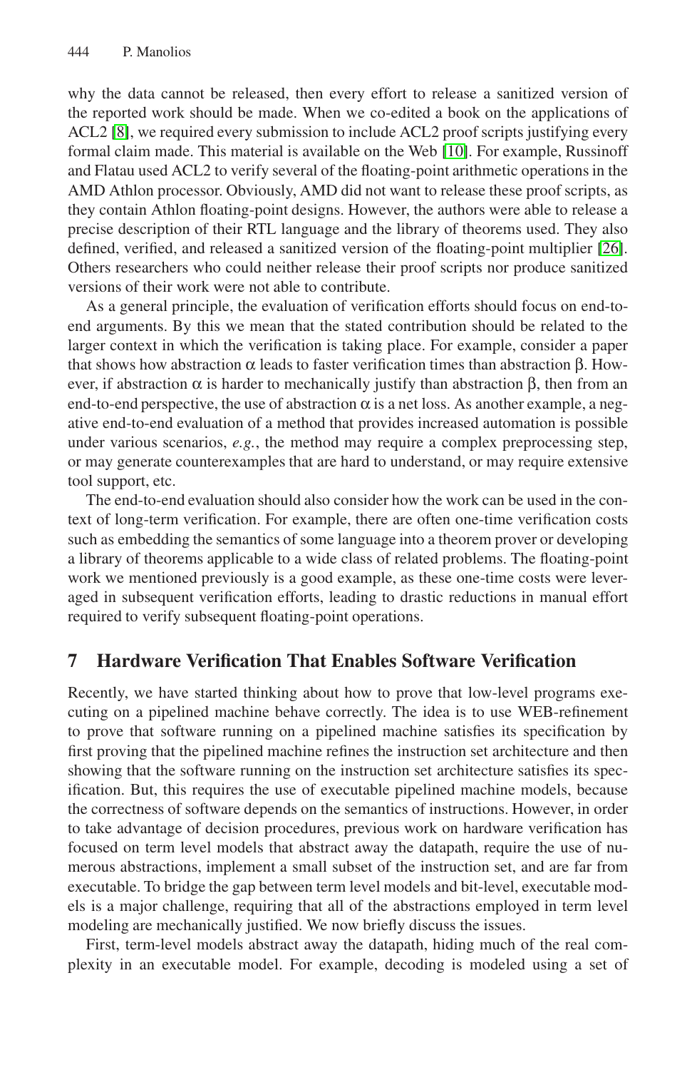why the data cannot be released, then every effort to release a sanitized version of the reported work should be made. When we co-edited a book on the applications of ACL2 [8], we required every submission to include ACL2 proof scripts justifying every formal claim made. This material is available on the Web [10]. For example, Russinoff and Flatau used ACL2 to verify several of the floating-point arithmetic operations in the AMD Athlon processor. Obviously, AMD did not want to release these proof scripts, as they contain Athlon floating-point designs. However, the authors were able to release a precise description of their RTL language and the library of theorems used. They also defined, verified, and released a sanitized version of the floating-point multiplier [26]. Others researchers who could neither release their proof scripts nor produce sanitized versions of their work were not able to contribute.

As a general principle, the evaluation of verification efforts should focus on end-to-end arguments. By this we mean that the stated contribution should be related to the larger context in which the verification is taking place. For example, consider a paper that shows how abstraction $\alpha$ leads to faster verification times than abstraction $\beta$. However, if abstraction $\alpha$ is harder to mechanically justify than abstraction $\beta$, then from an end-to-end perspective, the use of abstraction $\alpha$ is a net loss. As another example, a negative end-to-end evaluation of a method that provides increased automation is possible under various scenarios, *e.g.*, the method may require a complex preprocessing step, or may generate counterexamples that are hard to understand, or may require extensive tool support, etc.

The end-to-end evaluation should also consider how the work can be used in the context of long-term verification. For example, there are often one-time verification costs such as embedding the semantics of some language into a theorem prover or developing a library of theorems applicable to a wide class of related problems. The floating-point work we mentioned previously is a good example, as these one-time costs were leveraged in subsequent verification efforts, leading to drastic reductions in manual effort required to verify subsequent floating-point operations.

## 7 Hardware Verification That Enables Software Verification

Recently, we have started thinking about how to prove that low-level programs executing on a pipelined machine behave correctly. The idea is to use WEB-refinement to prove that software running on a pipelined machine satisfies its specification by first proving that the pipelined machine refines the instruction set architecture and then showing that the software running on the instruction set architecture satisfies its specification. But, this requires the use of executable pipelined machine models, because the correctness of software depends on the semantics of instructions. However, in order to take advantage of decision procedures, previous work on hardware verification has focused on term level models that abstract away the datapath, require the use of numerous abstractions, implement a small subset of the instruction set, and are far from executable. To bridge the gap between term level models and bit-level, executable models is a major challenge, requiring that all of the abstractions employed in term level modeling are mechanically justified. We now briefly discuss the issues.

First, term-level models abstract away the datapath, hiding much of the real complexity in an executable model. For example, decoding is modeled using a set of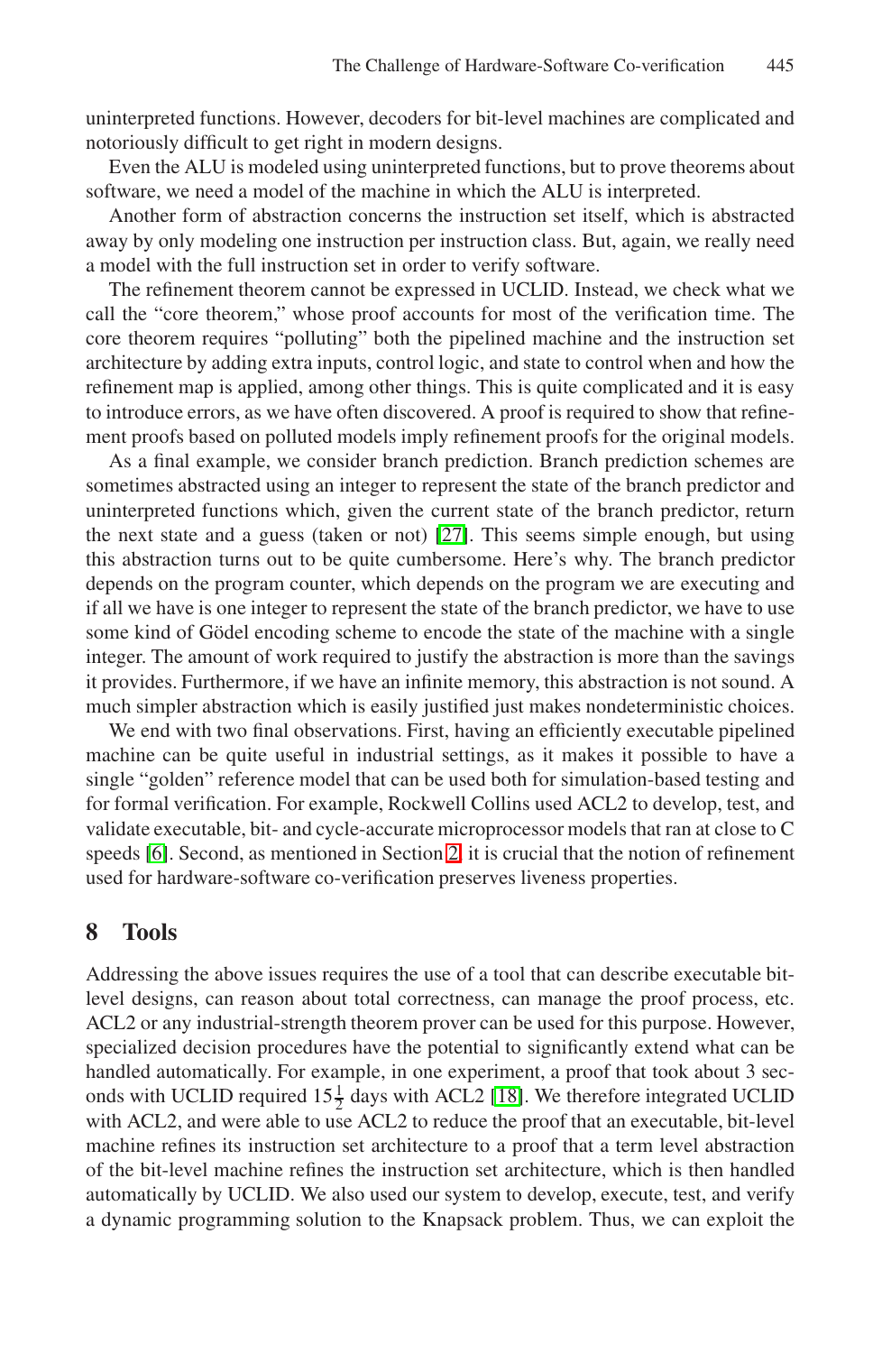uninterpreted functions. However, decoders for bit-level machines are complicated and notoriously difficult to get right in modern designs.

Even the ALU is modeled using uninterpreted functions, but to prove theorems about software, we need a model of the machine in which the ALU is interpreted.

Another form of abstraction concerns the instruction set itself, which is abstracted away by only modeling one instruction per instruction class. But, again, we really need a model with the full instruction set in order to verify software.

The refinement theorem cannot be expressed in UCLID. Instead, we check what we call the "core theorem," whose proof accounts for most of the verification time. The core theorem requires "polluting" both the pipelined machine and the instruction set architecture by adding extra inputs, control logic, and state to control when and how the refinement map is applied, among other things. This is quite complicated and it is easy to introduce errors, as we have often discovered. A proof is required to show that refinement proofs based on polluted models imply refinement proofs for the original models.

As a final example, we consider branch prediction. Branch prediction schemes are sometimes abstracted using an integer to represent the state of the branch predictor and uninterpreted functions which, given the current state of the branch predictor, return the next state and a guess (taken or not) [27]. This seems simple enough, but using this abstraction turns out to be quite cumbersome. Here's why. The branch predictor depends on the program counter, which depends on the program we are executing and if all we have is one integer to represent the state of the branch predictor, we have to use some kind of Gödel encoding scheme to encode the state of the machine with a single integer. The amount of work required to justify the abstraction is more than the savings it provides. Furthermore, if we have an infinite memory, this abstraction is not sound. A much simpler abstraction which is easily justified just makes nondeterministic choices.

We end with two final observations. First, having an efficiently executable pipelined machine can be quite useful in industrial settings, as it makes it possible to have a single "golden" reference model that can be used both for simulation-based testing and for formal verification. For example, Rockwell Collins used ACL2 to develop, test, and validate executable, bit- and cycle-accurate microprocessor models that ran at close to C speeds [6]. Second, as mentioned in Section 2, it is crucial that the notion of refinement used for hardware-software co-verification preserves liveness properties.

## 8 Tools

Addressing the above issues requires the use of a tool that can describe executable bit-level designs, can reason about total correctness, can manage the proof process, etc. ACL2 or any industrial-strength theorem prover can be used for this purpose. However, specialized decision procedures have the potential to significantly extend what can be handled automatically. For example, in one experiment, a proof that took about 3 seconds with UCLID required $15\frac{1}{2}$ days with ACL2 [18]. We therefore integrated UCLID with ACL2, and were able to use ACL2 to reduce the proof that an executable, bit-level machine refines its instruction set architecture to a proof that a term level abstraction of the bit-level machine refines the instruction set architecture, which is then handled automatically by UCLID. We also used our system to develop, execute, test, and verify a dynamic programming solution to the Knapsack problem. Thus, we can exploit the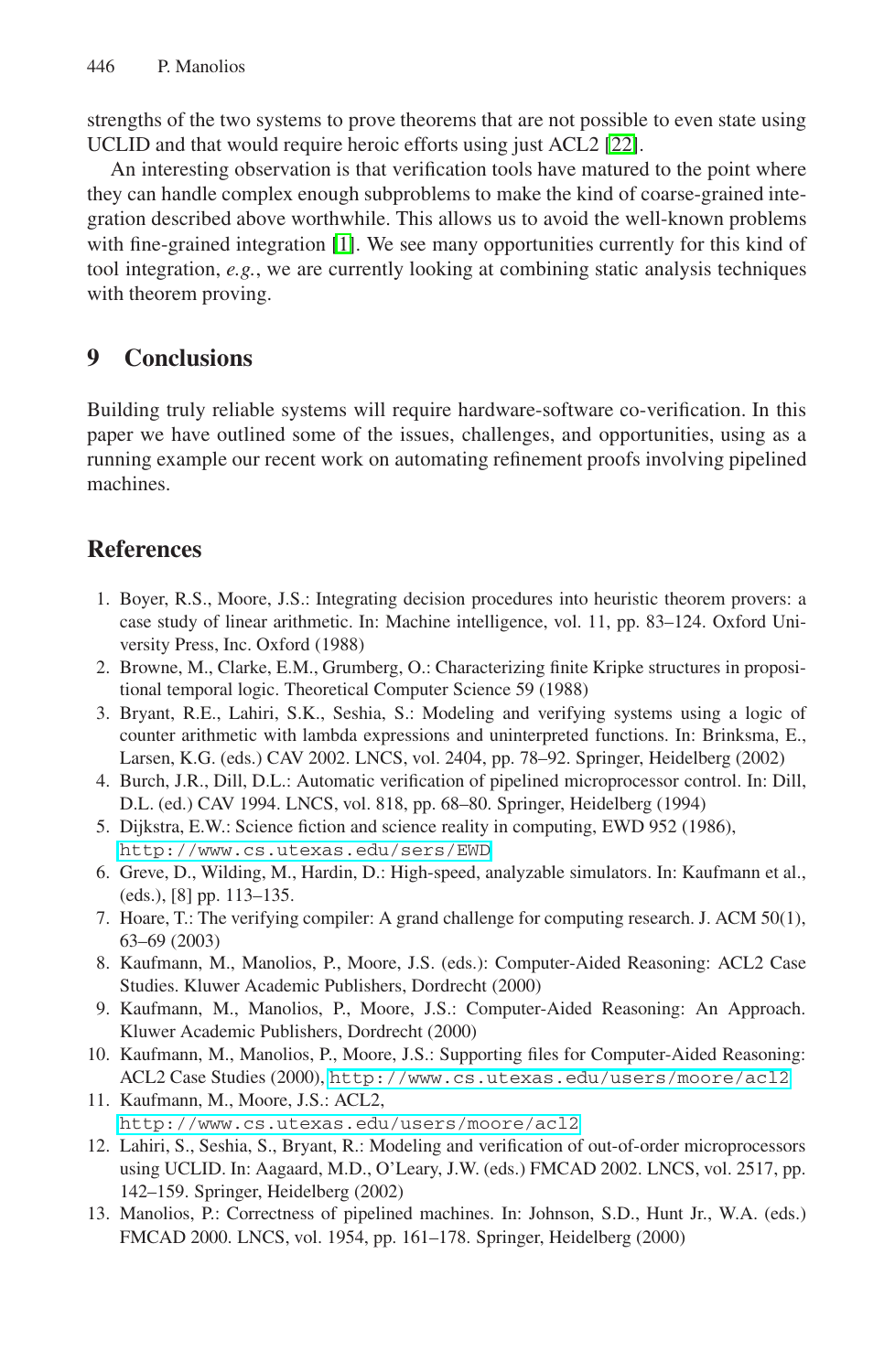strengths of the two systems to prove theorems that are not possible to even state using UCLID and that would require heroic efforts using just ACL2 [22].

An interesting observation is that verification tools have matured to the point where they can handle complex enough subproblems to make the kind of coarse-grained integration described above worthwhile. This allows us to avoid the well-known problems with fine-grained integration [1]. We see many opportunities currently for this kind of tool integration, *e.g.*, we are currently looking at combining static analysis techniques with theorem proving.

## 9 Conclusions

Building truly reliable systems will require hardware-software co-verification. In this paper we have outlined some of the issues, challenges, and opportunities, using as a running example our recent work on automating refinement proofs involving pipelined machines.

## References

1. Boyer, R.S., Moore, J.S.: Integrating decision procedures into heuristic theorem provers: a case study of linear arithmetic. In: Machine intelligence, vol. 11, pp. 83–124. Oxford University Press, Inc. Oxford (1988)
2. Browne, M., Clarke, E.M., Grumberg, O.: Characterizing finite Kripke structures in propositional temporal logic. Theoretical Computer Science 59 (1988)
3. Bryant, R.E., Lahiri, S.K., Seshia, S.: Modeling and verifying systems using a logic of counter arithmetic with lambda expressions and uninterpreted functions. In: Brinksma, E., Larsen, K.G. (eds.) CAV 2002. LNCS, vol. 2404, pp. 78–92. Springer, Heidelberg (2002)
4. Burch, J.R., Dill, D.L.: Automatic verification of pipelined microprocessor control. In: Dill, D.L. (ed.) CAV 1994. LNCS, vol. 818, pp. 68–80. Springer, Heidelberg (1994)
5. Dijkstra, E.W.: Science fiction and science reality in computing, EWD 952 (1986), http://www.cs.utexas.edu/sers/EWD
6. Greve, D., Wilding, M., Hardin, D.: High-speed, analyzable simulators. In: Kaufmann et al., (eds.), [8] pp. 113–135.
7. Hoare, T.: The verifying compiler: A grand challenge for computing research. J. ACM 50(1), 63–69 (2003)
8. Kaufmann, M., Manolios, P., Moore, J.S. (eds.): Computer-Aided Reasoning: ACL2 Case Studies. Kluwer Academic Publishers, Dordrecht (2000)
9. Kaufmann, M., Manolios, P., Moore, J.S.: Computer-Aided Reasoning: An Approach. Kluwer Academic Publishers, Dordrecht (2000)
10. Kaufmann, M., Manolios, P., Moore, J.S.: Supporting files for Computer-Aided Reasoning: ACL2 Case Studies (2000), http://www.cs.utexas.edu/users/moore/acl2
11. Kaufmann, M., Moore, J.S.: ACL2, http://www.cs.utexas.edu/users/moore/acl2
12. Lahiri, S., Seshia, S., Bryant, R.: Modeling and verification of out-of-order microprocessors using UCLID. In: Aagaard, M.D., O'Leary, J.W. (eds.) FMCAD 2002. LNCS, vol. 2517, pp. 142–159. Springer, Heidelberg (2002)
13. Manolios, P.: Correctness of pipelined machines. In: Johnson, S.D., Hunt Jr., W.A. (eds.) FMCAD 2000. LNCS, vol. 1954, pp. 161–178. Springer, Heidelberg (2000)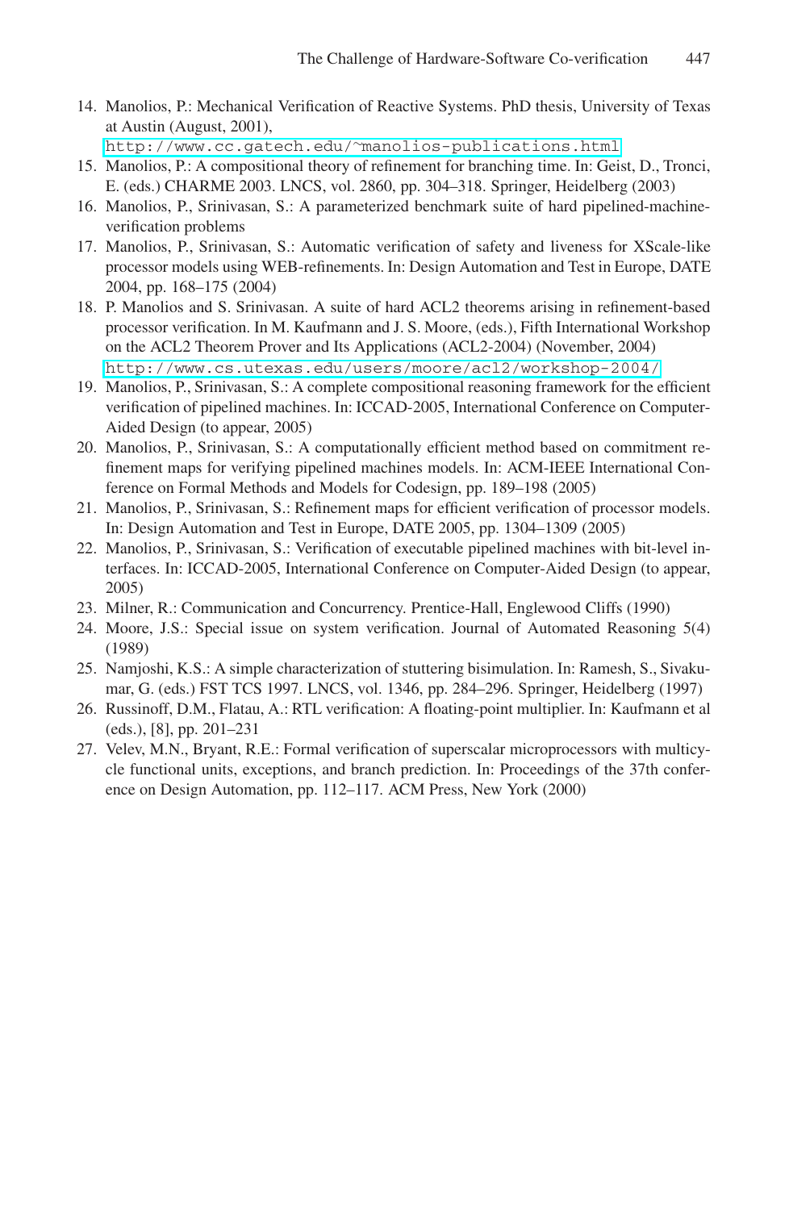14. Manolios, P.: Mechanical Verification of Reactive Systems. PhD thesis, University of Texas at Austin (August, 2001), http://www.cc.gatech.edu/~manolios-publications.html
15. Manolios, P.: A compositional theory of refinement for branching time. In: Geist, D., Tronci, E. (eds.) CHARME 2003. LNCS, vol. 2860, pp. 304–318. Springer, Heidelberg (2003)
16. Manolios, P., Srinivasan, S.: A parameterized benchmark suite of hard pipelined-machine-verification problems
17. Manolios, P., Srinivasan, S.: Automatic verification of safety and liveness for XScale-like processor models using WEB-refinements. In: Design Automation and Test in Europe, DATE 2004, pp. 168–175 (2004)
18. P. Manolios and S. Srinivasan. A suite of hard ACL2 theorems arising in refinement-based processor verification. In M. Kaufmann and J. S. Moore, (eds.), Fifth International Workshop on the ACL2 Theorem Prover and Its Applications (ACL2-2004) (November, 2004) http://www.cs.utexas.edu/users/moore/acl2/workshop-2004/
19. Manolios, P., Srinivasan, S.: A complete compositional reasoning framework for the efficient verification of pipelined machines. In: ICCAD-2005, International Conference on Computer-Aided Design (to appear, 2005)
20. Manolios, P., Srinivasan, S.: A computationally efficient method based on commitment refinement maps for verifying pipelined machines models. In: ACM-IEEE International Conference on Formal Methods and Models for Codesign, pp. 189–198 (2005)
21. Manolios, P., Srinivasan, S.: Refinement maps for efficient verification of processor models. In: Design Automation and Test in Europe, DATE 2005, pp. 1304–1309 (2005)
22. Manolios, P., Srinivasan, S.: Verification of executable pipelined machines with bit-level interfaces. In: ICCAD-2005, International Conference on Computer-Aided Design (to appear, 2005)
23. Milner, R.: Communication and Concurrency. Prentice-Hall, Englewood Cliffs (1990)
24. Moore, J.S.: Special issue on system verification. Journal of Automated Reasoning 5(4) (1989)
25. Namjoshi, K.S.: A simple characterization of stuttering bisimulation. In: Ramesh, S., Sivakumar, G. (eds.) FST TCS 1997. LNCS, vol. 1346, pp. 284–296. Springer, Heidelberg (1997)
26. Russinoff, D.M., Flatau, A.: RTL verification: A floating-point multiplier. In: Kaufmann et al (eds.), [8], pp. 201–231
27. Velev, M.N., Bryant, R.E.: Formal verification of superscalar microprocessors with multicycle functional units, exceptions, and branch prediction. In: Proceedings of the 37th conference on Design Automation, pp. 112–117. ACM Press, New York (2000)